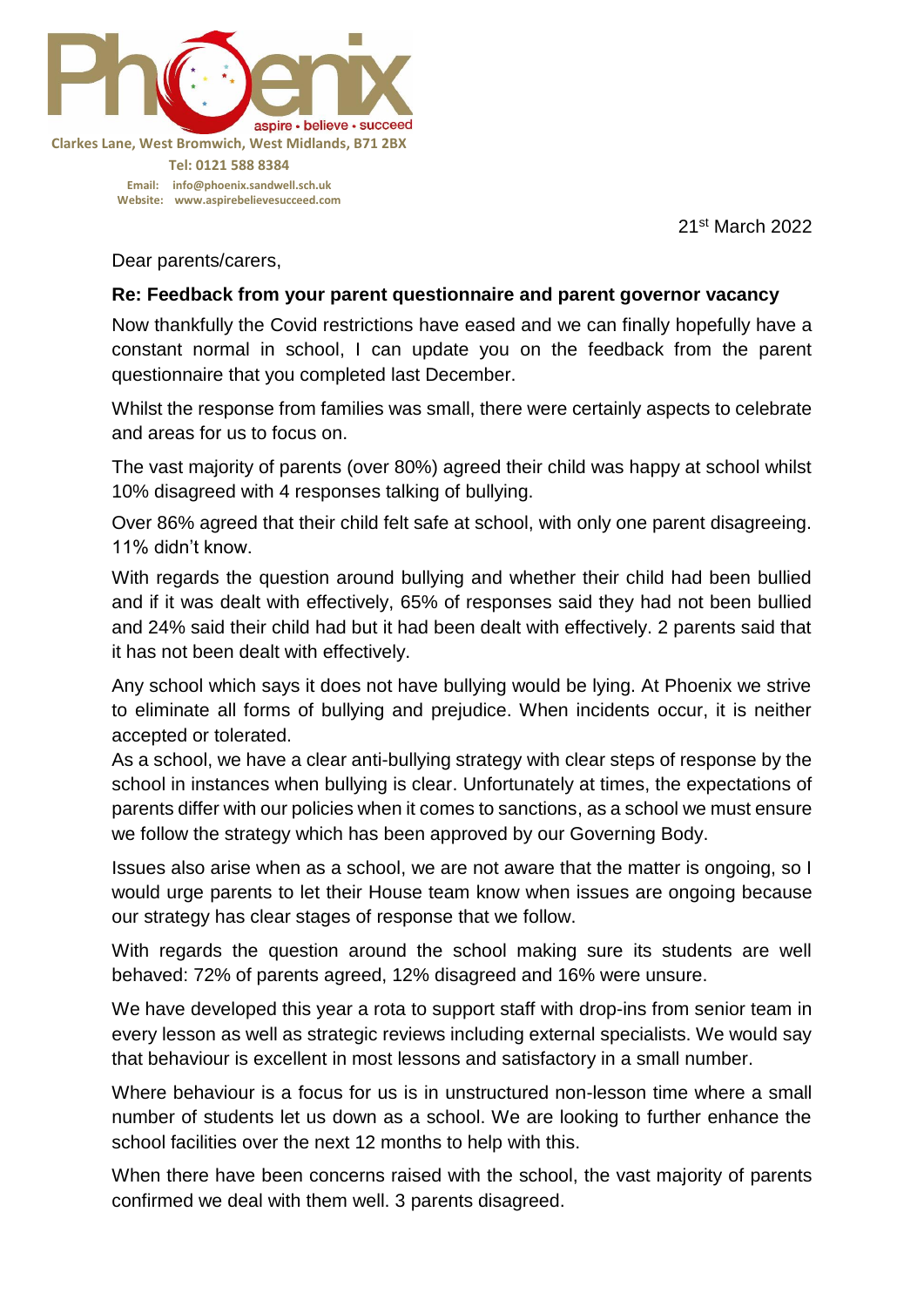Phoenix

aspire • believe • succeed

Clarkes Lane, West Bromwich, West Midlands, B71 2BX

Tel: 0121 588 8384

Email: info@phoenix.sandwell.sch.uk

Website: www.aspirebelievesucceed.com

21st March 2022

Dear parents/carers,

**Re: Feedback from your parent questionnaire and parent governor vacancy**

Now thankfully the Covid restrictions have eased and we can finally hopefully have a constant normal in school, I can update you on the feedback from the parent questionnaire that you completed last December.

Whilst the response from families was small, there were certainly aspects to celebrate and areas for us to focus on.

The vast majority of parents (over 80%) agreed their child was happy at school whilst 10% disagreed with 4 responses talking of bullying.

Over 86% agreed that their child felt safe at school, with only one parent disagreeing. 11% didn't know.

With regards the question around bullying and whether their child had been bullied and if it was dealt with effectively, 65% of responses said they had not been bullied and 24% said their child had but it had been dealt with effectively. 2 parents said that it has not been dealt with effectively.

Any school which says it does not have bullying would be lying. At Phoenix we strive to eliminate all forms of bullying and prejudice. When incidents occur, it is neither accepted or tolerated.

As a school, we have a clear anti-bullying strategy with clear steps of response by the school in instances when bullying is clear. Unfortunately at times, the expectations of parents differ with our policies when it comes to sanctions, as a school we must ensure we follow the strategy which has been approved by our Governing Body.

Issues also arise when as a school, we are not aware that the matter is ongoing, so I would urge parents to let their House team know when issues are ongoing because our strategy has clear stages of response that we follow.

With regards the question around the school making sure its students are well behaved: 72% of parents agreed, 12% disagreed and 16% were unsure.

We have developed this year a rota to support staff with drop-ins from senior team in every lesson as well as strategic reviews including external specialists. We would say that behaviour is excellent in most lessons and satisfactory in a small number.

Where behaviour is a focus for us is in unstructured non-lesson time where a small number of students let us down as a school. We are looking to further enhance the school facilities over the next 12 months to help with this.

When there have been concerns raised with the school, the vast majority of parents confirmed we deal with them well. 3 parents disagreed.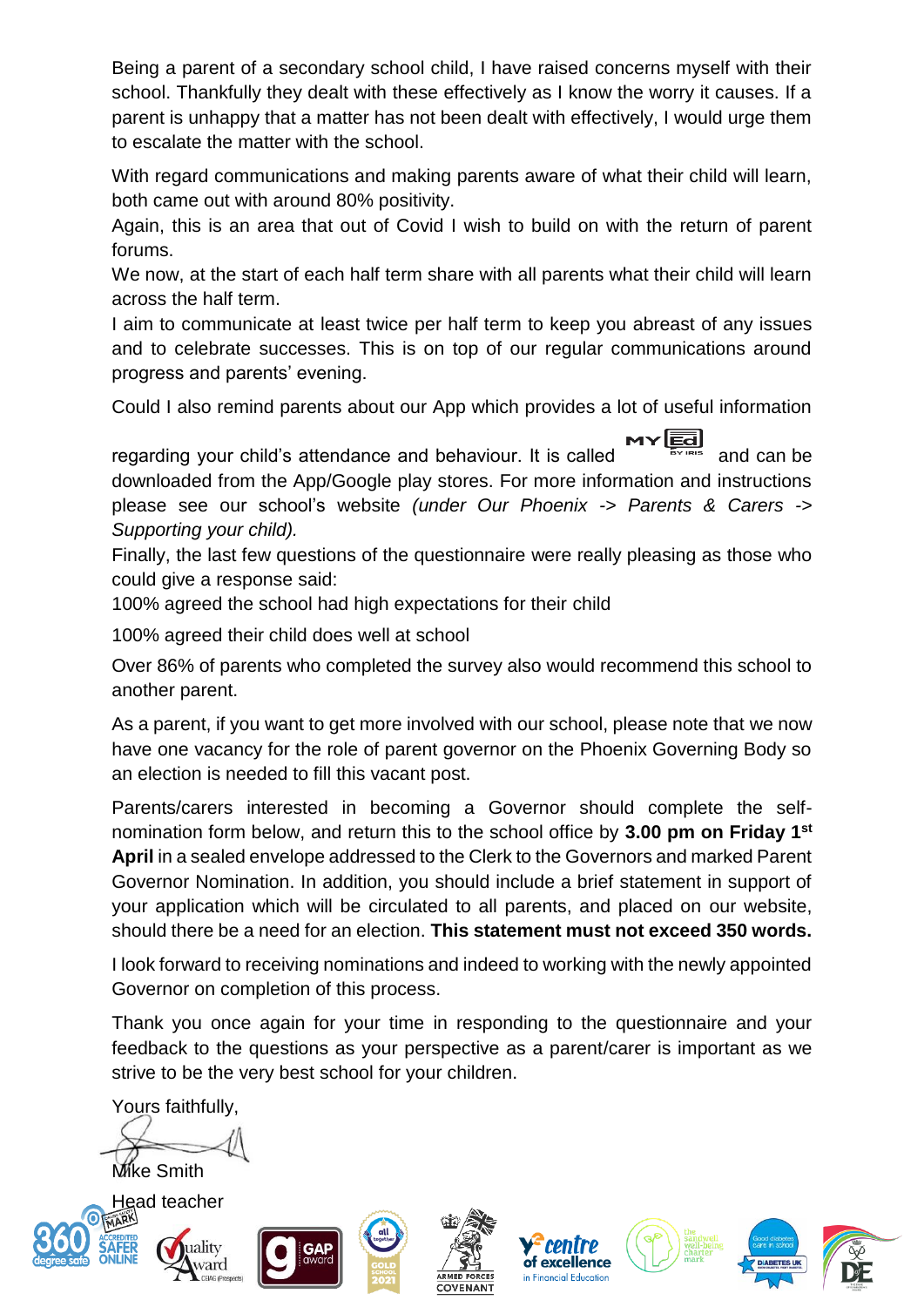Being a parent of a secondary school child, I have raised concerns myself with their school. Thankfully they dealt with these effectively as I know the worry it causes. If a parent is unhappy that a matter has not been dealt with effectively, I would urge them to escalate the matter with the school.

With regard communications and making parents aware of what their child will learn, both came out with around 80% positivity.
Again, this is an area that out of Covid I wish to build on with the return of parent forums.
We now, at the start of each half term share with all parents what their child will learn across the half term.
I aim to communicate at least twice per half term to keep you abreast of any issues and to celebrate successes. This is on top of our regular communications around progress and parents' evening.

Could I also remind parents about our App which provides a lot of useful information regarding your child's attendance and behaviour. It is called MY Ed BY IRIS and can be downloaded from the App/Google play stores. For more information and instructions please see our school's website *(under Our Phoenix -> Parents & Carers -> Supporting your child).*
Finally, the last few questions of the questionnaire were really pleasing as those who could give a response said:
100% agreed the school had high expectations for their child

100% agreed their child does well at school

Over 86% of parents who completed the survey also would recommend this school to another parent.

As a parent, if you want to get more involved with our school, please note that we now have one vacancy for the role of parent governor on the Phoenix Governing Body so an election is needed to fill this vacant post.

Parents/carers interested in becoming a Governor should complete the self-nomination form below, and return this to the school office by **3.00 pm on Friday 1st April** in a sealed envelope addressed to the Clerk to the Governors and marked Parent Governor Nomination. In addition, you should include a brief statement in support of your application which will be circulated to all parents, and placed on our website, should there be a need for an election. **This statement must not exceed 350 words.**

I look forward to receiving nominations and indeed to working with the newly appointed Governor on completion of this process.

Thank you once again for your time in responding to the questionnaire and your feedback to the questions as your perspective as a parent/carer is important as we strive to be the very best school for your children.

Yours faithfully,

Mike Smith

Head teacher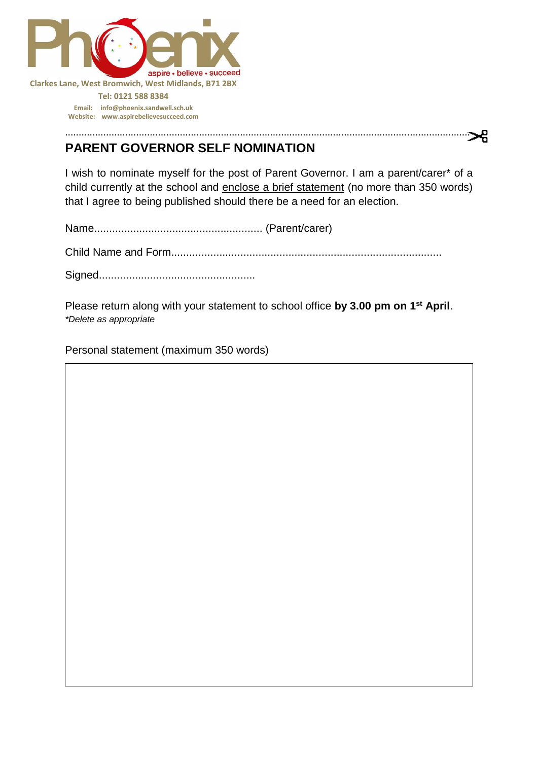Phoenix

aspire • believe • succeed

Clarkes Lane, West Bromwich, West Midlands, B71 2BX

Tel: 0121 588 8384

Email: info@phoenix.sandwell.sch.uk

Website: www.aspirebelievesucceed.com

## PARENT GOVERNOR SELF NOMINATION

I wish to nominate myself for the post of Parent Governor. I am a parent/carer* of a child currently at the school and enclose a brief statement (no more than 350 words) that I agree to being published should there be a need for an election.

Name....................................................... (Parent/carer)

Child Name and Form.........................................................................................

Signed...................................................

Please return along with your statement to school office **by 3.00 pm on 1st April**.

*\*Delete as appropriate*

Personal statement (maximum 350 words)